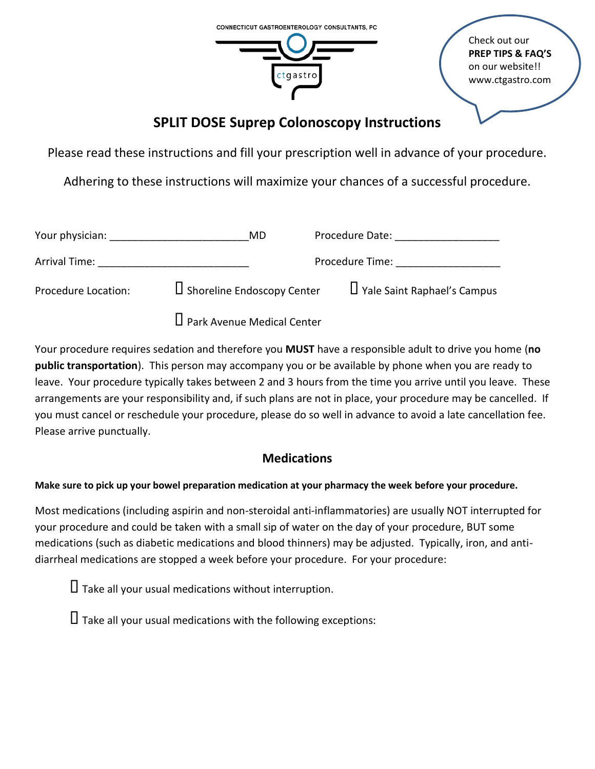CONNECTICUT GASTROENTEROLOGY CONSULTANTS, PC

ctgastro

Check out our **PREP TIPS & FAQ'S** on our website!! www.ctgastro.com

## SPLIT DOSE Suprep Colonoscopy Instructions

Please read these instructions and fill your prescription well in advance of your procedure.

Adhering to these instructions will maximize your chances of a successful procedure.

Your physician: ________________________MD     Procedure Date: __________________

Arrival Time: __________________________     Procedure Time: __________________

Procedure Location:  ☐ Shoreline Endoscopy Center  ☐ Yale Saint Raphael's Campus

☐ Park Avenue Medical Center

Your procedure requires sedation and therefore you **MUST** have a responsible adult to drive you home (**no public transportation**). This person may accompany you or be available by phone when you are ready to leave. Your procedure typically takes between 2 and 3 hours from the time you arrive until you leave. These arrangements are your responsibility and, if such plans are not in place, your procedure may be cancelled. If you must cancel or reschedule your procedure, please do so well in advance to avoid a late cancellation fee. Please arrive punctually.

### Medications

**Make sure to pick up your bowel preparation medication at your pharmacy the week before your procedure.**

Most medications (including aspirin and non-steroidal anti-inflammatories) are usually NOT interrupted for your procedure and could be taken with a small sip of water on the day of your procedure, BUT some medications (such as diabetic medications and blood thinners) may be adjusted. Typically, iron, and anti-diarrheal medications are stopped a week before your procedure. For your procedure:

☐ Take all your usual medications without interruption.

☐ Take all your usual medications with the following exceptions: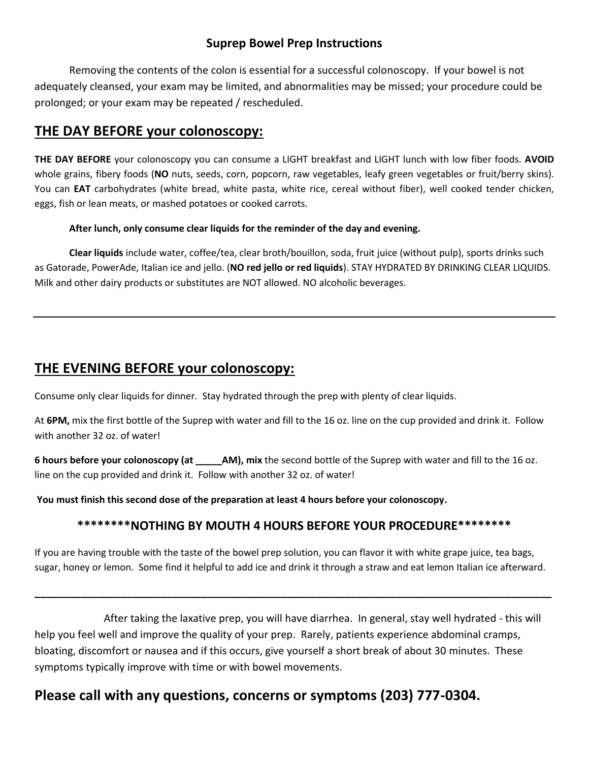## Suprep Bowel Prep Instructions

Removing the contents of the colon is essential for a successful colonoscopy. If your bowel is not adequately cleansed, your exam may be limited, and abnormalities may be missed; your procedure could be prolonged; or your exam may be repeated / rescheduled.

## THE DAY BEFORE your colonoscopy:

**THE DAY BEFORE** your colonoscopy you can consume a LIGHT breakfast and LIGHT lunch with low fiber foods. **AVOID** whole grains, fibery foods (**NO** nuts, seeds, corn, popcorn, raw vegetables, leafy green vegetables or fruit/berry skins). You can **EAT** carbohydrates (white bread, white pasta, white rice, cereal without fiber), well cooked tender chicken, eggs, fish or lean meats, or mashed potatoes or cooked carrots.

**After lunch, only consume clear liquids for the reminder of the day and evening.**

**Clear liquids** include water, coffee/tea, clear broth/bouillon, soda, fruit juice (without pulp), sports drinks such as Gatorade, PowerAde, Italian ice and jello. (**NO red jello or red liquids**). STAY HYDRATED BY DRINKING CLEAR LIQUIDS. Milk and other dairy products or substitutes are NOT allowed. NO alcoholic beverages.

---

## THE EVENING BEFORE your colonoscopy:

Consume only clear liquids for dinner. Stay hydrated through the prep with plenty of clear liquids.

At **6PM,** mix the first bottle of the Suprep with water and fill to the 16 oz. line on the cup provided and drink it. Follow with another 32 oz. of water!

**6 hours before your colonoscopy (at _____AM), mix** the second bottle of the Suprep with water and fill to the 16 oz. line on the cup provided and drink it. Follow with another 32 oz. of water!

**You must finish this second dose of the preparation at least 4 hours before your colonoscopy.**

**\*\*\*\*\*\*\*\*NOTHING BY MOUTH 4 HOURS BEFORE YOUR PROCEDURE\*\*\*\*\*\*\*\***

If you are having trouble with the taste of the bowel prep solution, you can flavor it with white grape juice, tea bags, sugar, honey or lemon. Some find it helpful to add ice and drink it through a straw and eat lemon Italian ice afterward.

---

After taking the laxative prep, you will have diarrhea. In general, stay well hydrated - this will help you feel well and improve the quality of your prep. Rarely, patients experience abdominal cramps, bloating, discomfort or nausea and if this occurs, give yourself a short break of about 30 minutes. These symptoms typically improve with time or with bowel movements.

## Please call with any questions, concerns or symptoms (203) 777-0304.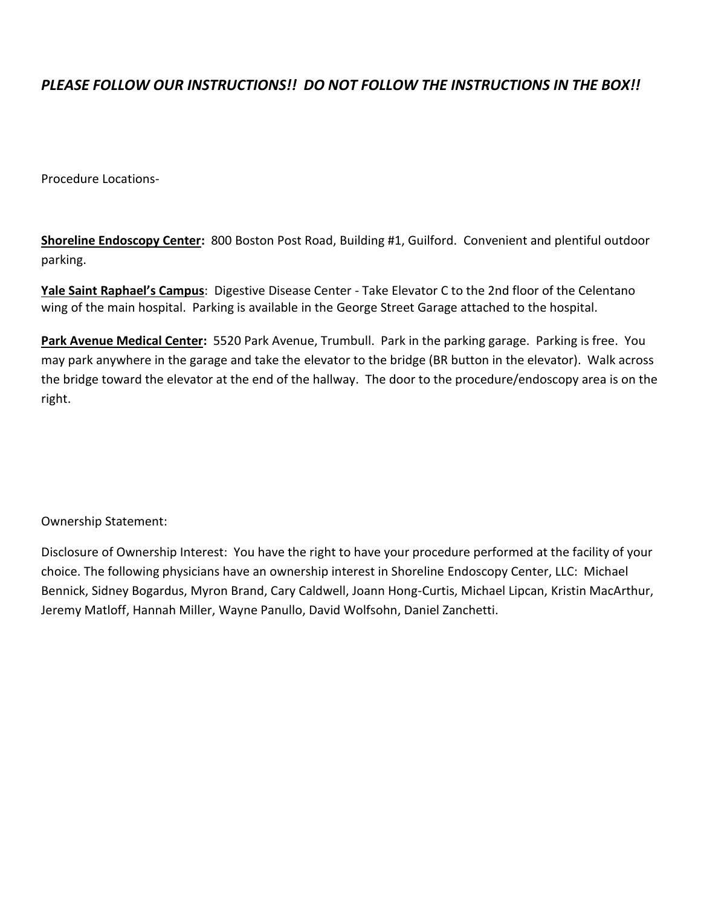***PLEASE FOLLOW OUR INSTRUCTIONS!! DO NOT FOLLOW THE INSTRUCTIONS IN THE BOX!!***

Procedure Locations-

**Shoreline Endoscopy Center:** 800 Boston Post Road, Building #1, Guilford. Convenient and plentiful outdoor parking.

**Yale Saint Raphael's Campus**: Digestive Disease Center - Take Elevator C to the 2nd floor of the Celentano wing of the main hospital. Parking is available in the George Street Garage attached to the hospital.

**Park Avenue Medical Center:** 5520 Park Avenue, Trumbull. Park in the parking garage. Parking is free. You may park anywhere in the garage and take the elevator to the bridge (BR button in the elevator). Walk across the bridge toward the elevator at the end of the hallway. The door to the procedure/endoscopy area is on the right.

Ownership Statement:

Disclosure of Ownership Interest: You have the right to have your procedure performed at the facility of your choice. The following physicians have an ownership interest in Shoreline Endoscopy Center, LLC: Michael Bennick, Sidney Bogardus, Myron Brand, Cary Caldwell, Joann Hong-Curtis, Michael Lipcan, Kristin MacArthur, Jeremy Matloff, Hannah Miller, Wayne Panullo, David Wolfsohn, Daniel Zanchetti.